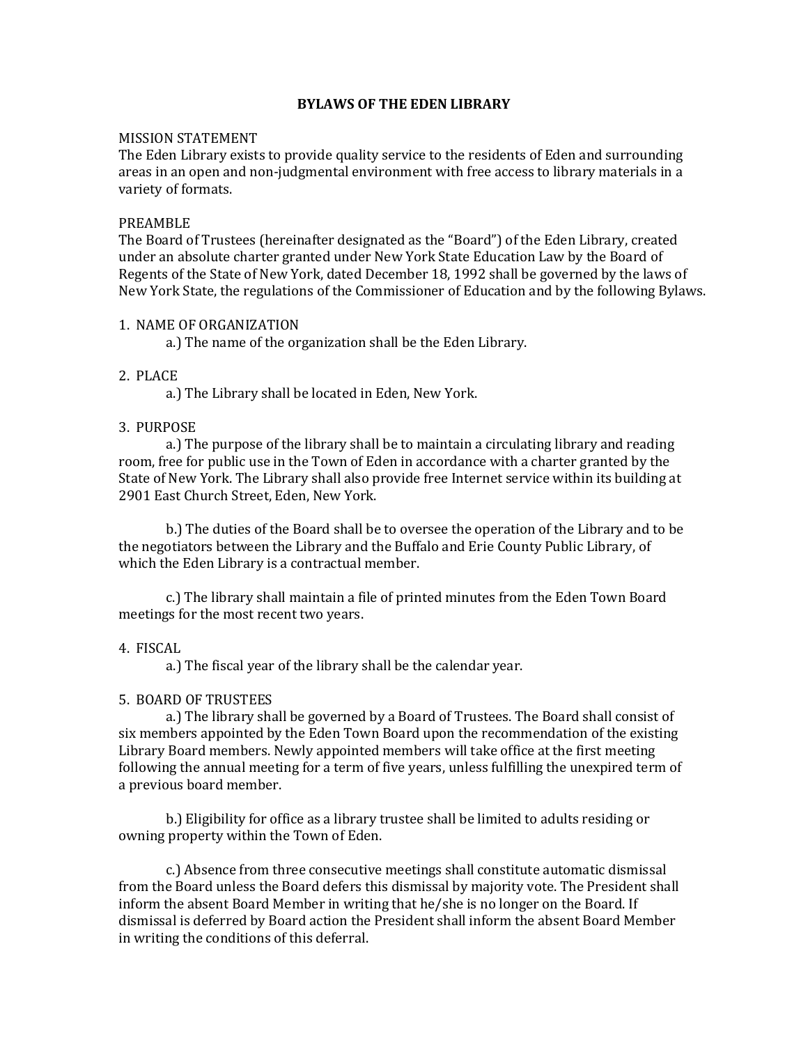# BYLAWS OF THE EDEN LIBRARY

## MISSION STATEMENT

The Eden Library exists to provide quality service to the residents of Eden and surrounding areas in an open and non-judgmental environment with free access to library materials in a variety of formats.

## PREAMBLE

The Board of Trustees (hereinafter designated as the "Board") of the Eden Library, created under an absolute charter granted under New York State Education Law by the Board of Regents of the State of New York, dated December 18, 1992 shall be governed by the laws of New York State, the regulations of the Commissioner of Education and by the following Bylaws.

## 1. NAME OF ORGANIZATION

a.) The name of the organization shall be the Eden Library.

## 2. PLACE

a.) The Library shall be located in Eden, New York.

## 3. PURPOSE

a.) The purpose of the library shall be to maintain a circulating library and reading room, free for public use in the Town of Eden in accordance with a charter granted by the State of New York. The Library shall also provide free Internet service within its building at 2901 East Church Street, Eden, New York.

b.) The duties of the Board shall be to oversee the operation of the Library and to be the negotiators between the Library and the Buffalo and Erie County Public Library, of which the Eden Library is a contractual member.

c.) The library shall maintain a file of printed minutes from the Eden Town Board meetings for the most recent two years.

## 4. FISCAL

a.) The fiscal year of the library shall be the calendar year.

## 5. BOARD OF TRUSTEES

a.) The library shall be governed by a Board of Trustees. The Board shall consist of six members appointed by the Eden Town Board upon the recommendation of the existing Library Board members. Newly appointed members will take office at the first meeting following the annual meeting for a term of five years, unless fulfilling the unexpired term of a previous board member.

b.) Eligibility for office as a library trustee shall be limited to adults residing or owning property within the Town of Eden.

c.) Absence from three consecutive meetings shall constitute automatic dismissal from the Board unless the Board defers this dismissal by majority vote. The President shall inform the absent Board Member in writing that he/she is no longer on the Board. If dismissal is deferred by Board action the President shall inform the absent Board Member in writing the conditions of this deferral.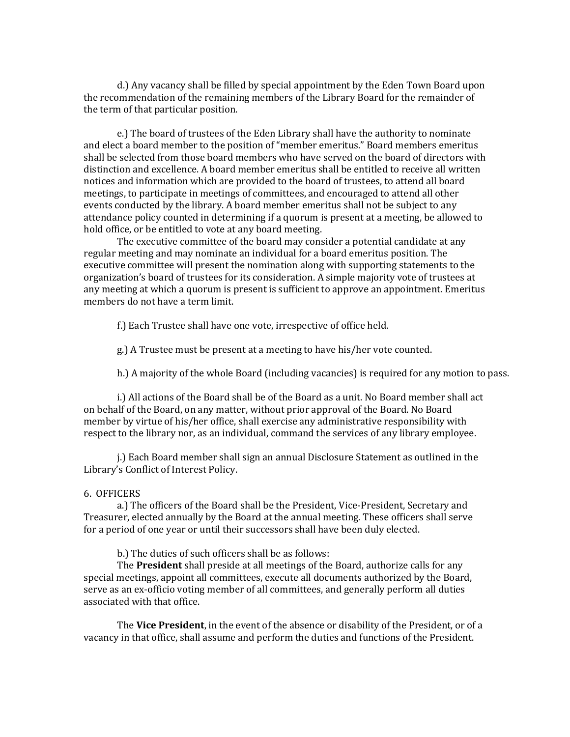d.) Any vacancy shall be filled by special appointment by the Eden Town Board upon the recommendation of the remaining members of the Library Board for the remainder of the term of that particular position.

e.) The board of trustees of the Eden Library shall have the authority to nominate and elect a board member to the position of "member emeritus." Board members emeritus shall be selected from those board members who have served on the board of directors with distinction and excellence. A board member emeritus shall be entitled to receive all written notices and information which are provided to the board of trustees, to attend all board meetings, to participate in meetings of committees, and encouraged to attend all other events conducted by the library. A board member emeritus shall not be subject to any attendance policy counted in determining if a quorum is present at a meeting, be allowed to hold office, or be entitled to vote at any board meeting.

The executive committee of the board may consider a potential candidate at any regular meeting and may nominate an individual for a board emeritus position. The executive committee will present the nomination along with supporting statements to the organization's board of trustees for its consideration. A simple majority vote of trustees at any meeting at which a quorum is present is sufficient to approve an appointment. Emeritus members do not have a term limit.

f.) Each Trustee shall have one vote, irrespective of office held.

g.) A Trustee must be present at a meeting to have his/her vote counted.

h.) A majority of the whole Board (including vacancies) is required for any motion to pass.

i.) All actions of the Board shall be of the Board as a unit. No Board member shall act on behalf of the Board, on any matter, without prior approval of the Board. No Board member by virtue of his/her office, shall exercise any administrative responsibility with respect to the library nor, as an individual, command the services of any library employee.

j.) Each Board member shall sign an annual Disclosure Statement as outlined in the Library's Conflict of Interest Policy.

6. OFFICERS

a.) The officers of the Board shall be the President, Vice-President, Secretary and Treasurer, elected annually by the Board at the annual meeting. These officers shall serve for a period of one year or until their successors shall have been duly elected.

b.) The duties of such officers shall be as follows:

The **President** shall preside at all meetings of the Board, authorize calls for any special meetings, appoint all committees, execute all documents authorized by the Board, serve as an ex-officio voting member of all committees, and generally perform all duties associated with that office.

The **Vice President**, in the event of the absence or disability of the President, or of a vacancy in that office, shall assume and perform the duties and functions of the President.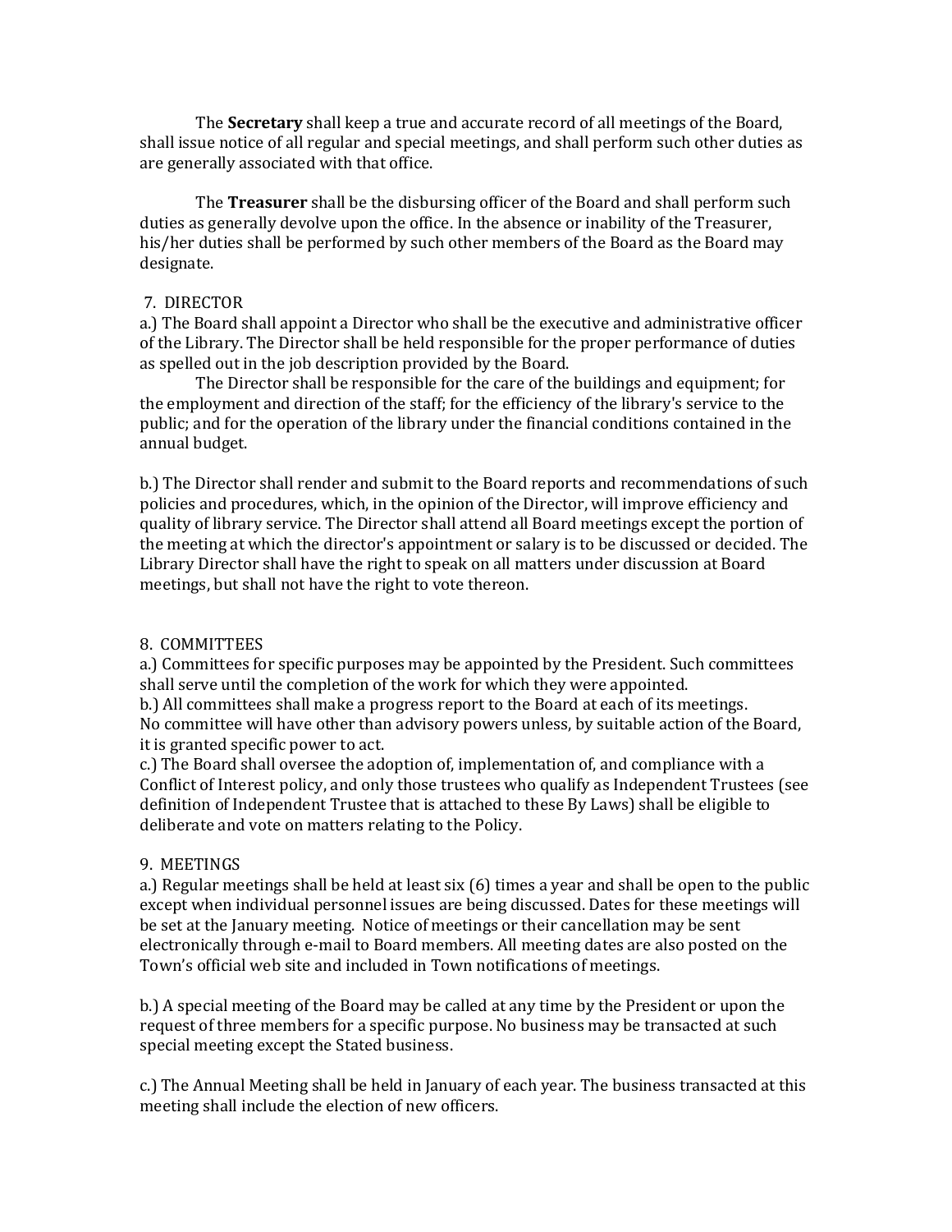The **Secretary** shall keep a true and accurate record of all meetings of the Board, shall issue notice of all regular and special meetings, and shall perform such other duties as are generally associated with that office.

The **Treasurer** shall be the disbursing officer of the Board and shall perform such duties as generally devolve upon the office. In the absence or inability of the Treasurer, his/her duties shall be performed by such other members of the Board as the Board may designate.

7. DIRECTOR

a.) The Board shall appoint a Director who shall be the executive and administrative officer of the Library. The Director shall be held responsible for the proper performance of duties as spelled out in the job description provided by the Board.

The Director shall be responsible for the care of the buildings and equipment; for the employment and direction of the staff; for the efficiency of the library's service to the public; and for the operation of the library under the financial conditions contained in the annual budget.

b.) The Director shall render and submit to the Board reports and recommendations of such policies and procedures, which, in the opinion of the Director, will improve efficiency and quality of library service. The Director shall attend all Board meetings except the portion of the meeting at which the director's appointment or salary is to be discussed or decided. The Library Director shall have the right to speak on all matters under discussion at Board meetings, but shall not have the right to vote thereon.

8. COMMITTEES

a.) Committees for specific purposes may be appointed by the President. Such committees shall serve until the completion of the work for which they were appointed.

b.) All committees shall make a progress report to the Board at each of its meetings. No committee will have other than advisory powers unless, by suitable action of the Board, it is granted specific power to act.

c.) The Board shall oversee the adoption of, implementation of, and compliance with a Conflict of Interest policy, and only those trustees who qualify as Independent Trustees (see definition of Independent Trustee that is attached to these By Laws) shall be eligible to deliberate and vote on matters relating to the Policy.

9. MEETINGS

a.) Regular meetings shall be held at least six (6) times a year and shall be open to the public except when individual personnel issues are being discussed. Dates for these meetings will be set at the January meeting. Notice of meetings or their cancellation may be sent electronically through e-mail to Board members. All meeting dates are also posted on the Town's official web site and included in Town notifications of meetings.

b.) A special meeting of the Board may be called at any time by the President or upon the request of three members for a specific purpose. No business may be transacted at such special meeting except the Stated business.

c.) The Annual Meeting shall be held in January of each year. The business transacted at this meeting shall include the election of new officers.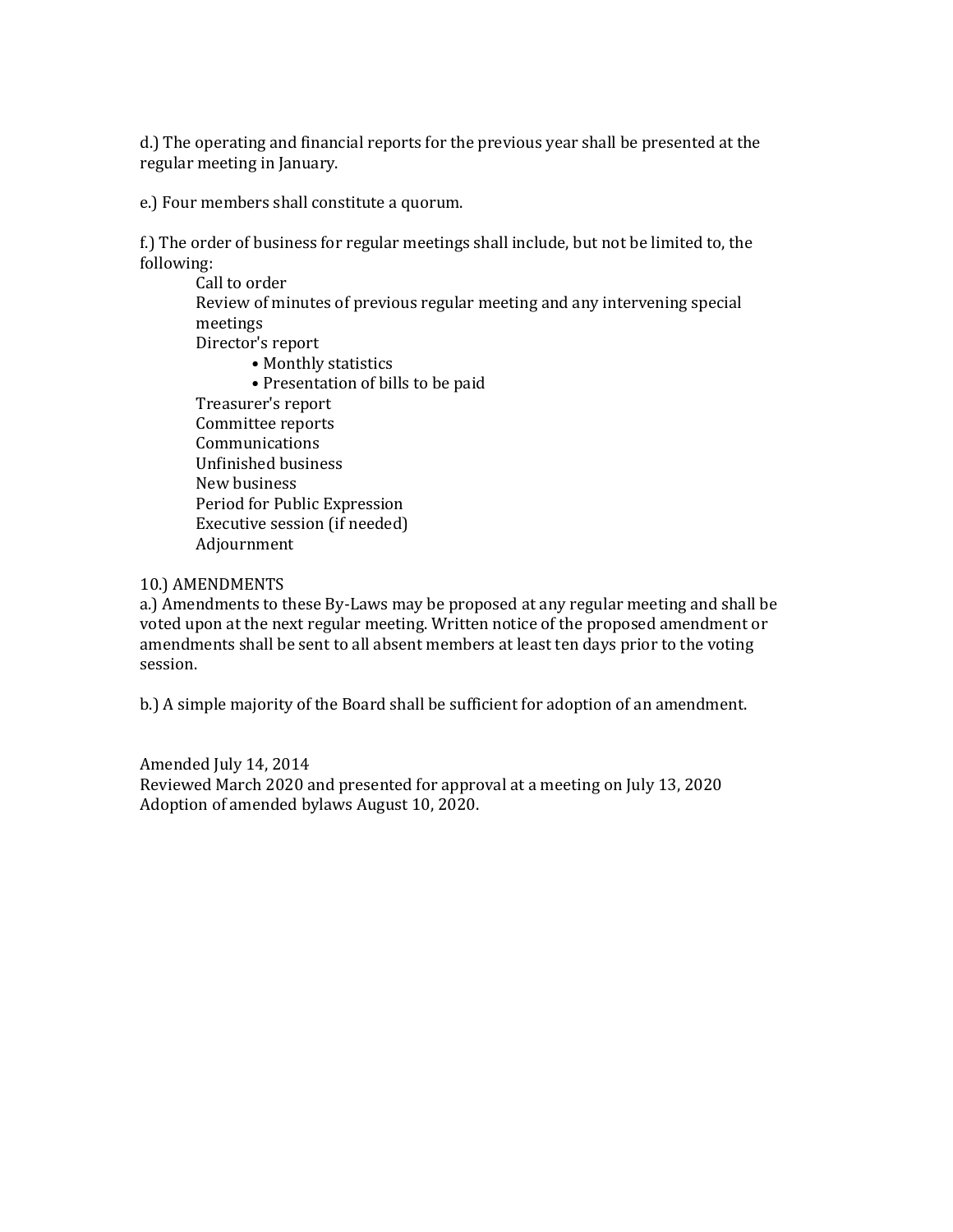d.) The operating and financial reports for the previous year shall be presented at the regular meeting in January.

e.) Four members shall constitute a quorum.

f.) The order of business for regular meetings shall include, but not be limited to, the following:

- Call to order
- Review of minutes of previous regular meeting and any intervening special meetings
- Director's report
  - Monthly statistics
  - Presentation of bills to be paid
- Treasurer's report
- Committee reports
- Communications
- Unfinished business
- New business
- Period for Public Expression
- Executive session (if needed)
- Adjournment

10.) AMENDMENTS

a.) Amendments to these By-Laws may be proposed at any regular meeting and shall be voted upon at the next regular meeting. Written notice of the proposed amendment or amendments shall be sent to all absent members at least ten days prior to the voting session.

b.) A simple majority of the Board shall be sufficient for adoption of an amendment.

Amended July 14, 2014
Reviewed March 2020 and presented for approval at a meeting on July 13, 2020
Adoption of amended bylaws August 10, 2020.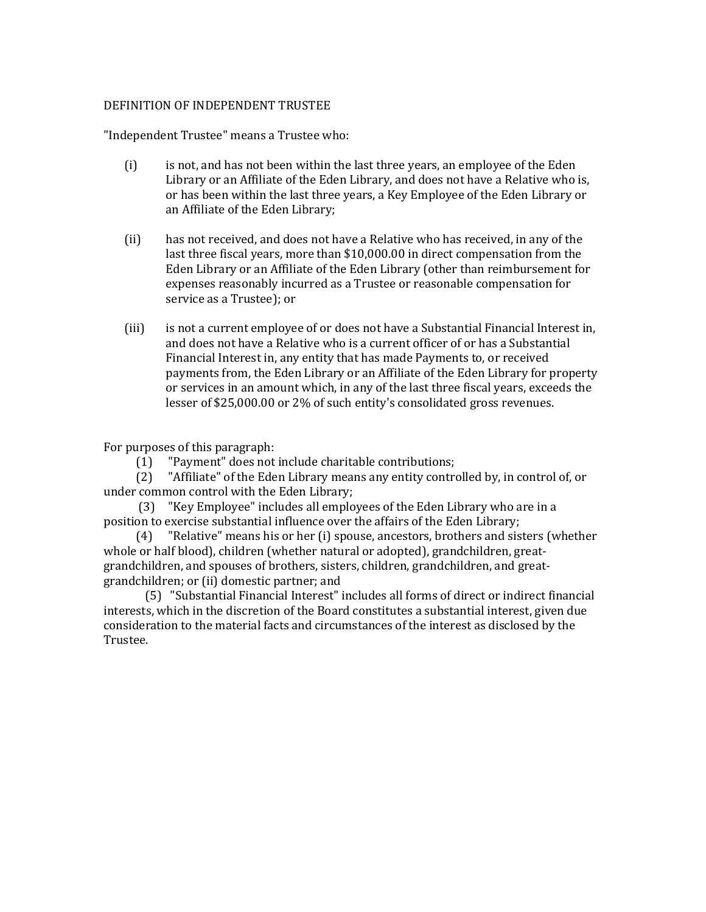DEFINITION OF INDEPENDENT TRUSTEE

"Independent Trustee" means a Trustee who:

(i) is not, and has not been within the last three years, an employee of the Eden Library or an Affiliate of the Eden Library, and does not have a Relative who is, or has been within the last three years, a Key Employee of the Eden Library or an Affiliate of the Eden Library;

(ii) has not received, and does not have a Relative who has received, in any of the last three fiscal years, more than $10,000.00 in direct compensation from the Eden Library or an Affiliate of the Eden Library (other than reimbursement for expenses reasonably incurred as a Trustee or reasonable compensation for service as a Trustee); or

(iii) is not a current employee of or does not have a Substantial Financial Interest in, and does not have a Relative who is a current officer of or has a Substantial Financial Interest in, any entity that has made Payments to, or received payments from, the Eden Library or an Affiliate of the Eden Library for property or services in an amount which, in any of the last three fiscal years, exceeds the lesser of $25,000.00 or 2% of such entity's consolidated gross revenues.

For purposes of this paragraph:

(1) "Payment" does not include charitable contributions;

(2) "Affiliate" of the Eden Library means any entity controlled by, in control of, or under common control with the Eden Library;

(3) "Key Employee" includes all employees of the Eden Library who are in a position to exercise substantial influence over the affairs of the Eden Library;

(4) "Relative" means his or her (i) spouse, ancestors, brothers and sisters (whether whole or half blood), children (whether natural or adopted), grandchildren, great-grandchildren, and spouses of brothers, sisters, children, grandchildren, and great-grandchildren; or (ii) domestic partner; and

(5) "Substantial Financial Interest" includes all forms of direct or indirect financial interests, which in the discretion of the Board constitutes a substantial interest, given due consideration to the material facts and circumstances of the interest as disclosed by the Trustee.